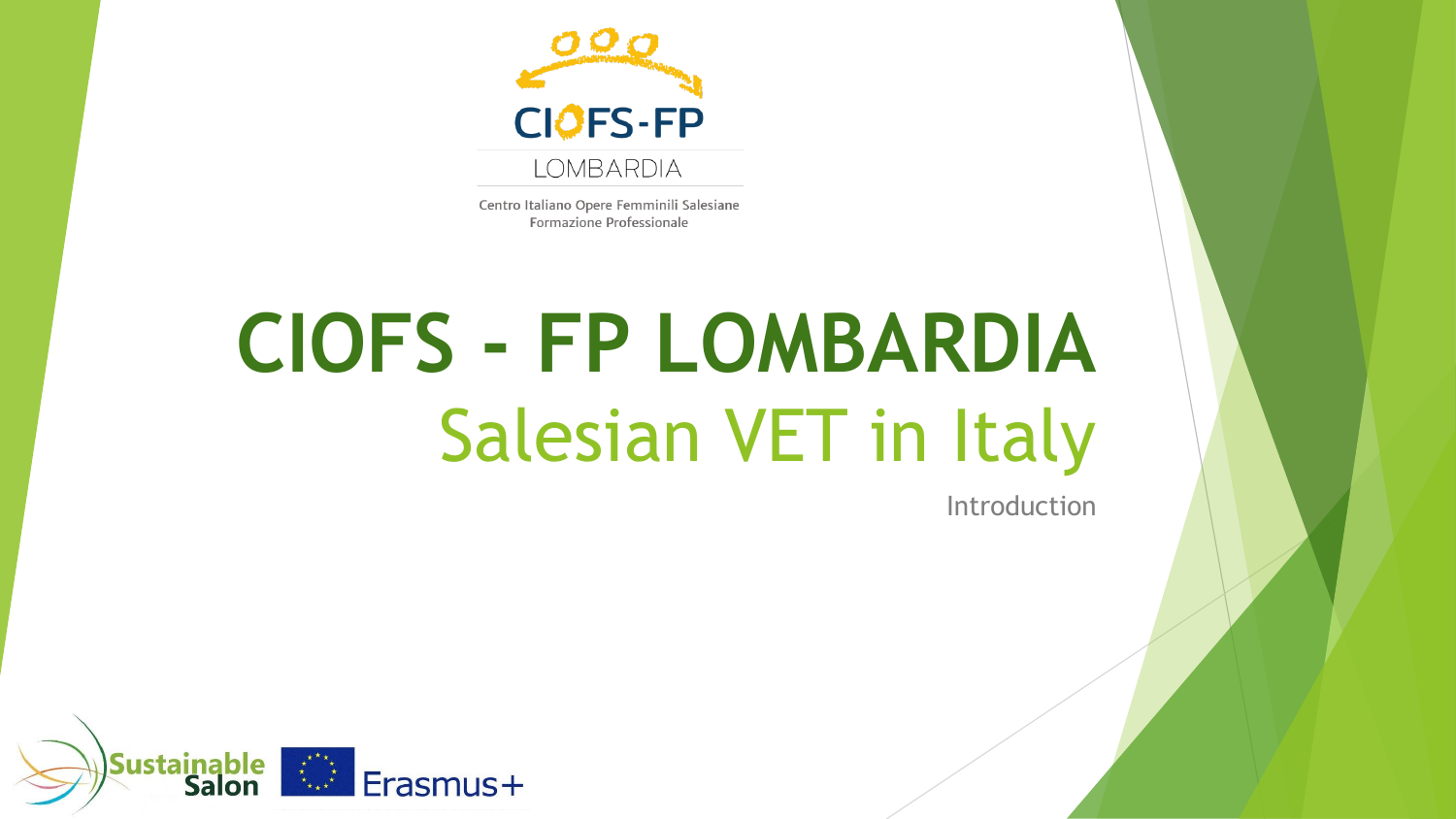CIOFS-FP

LOMBARDIA

Centro Italiano Opere Femminili Salesiane
Formazione Professionale

# CIOFS - FP LOMBARDIA

## Salesian VET in Italy

Introduction

Sustainable Salon

Erasmus+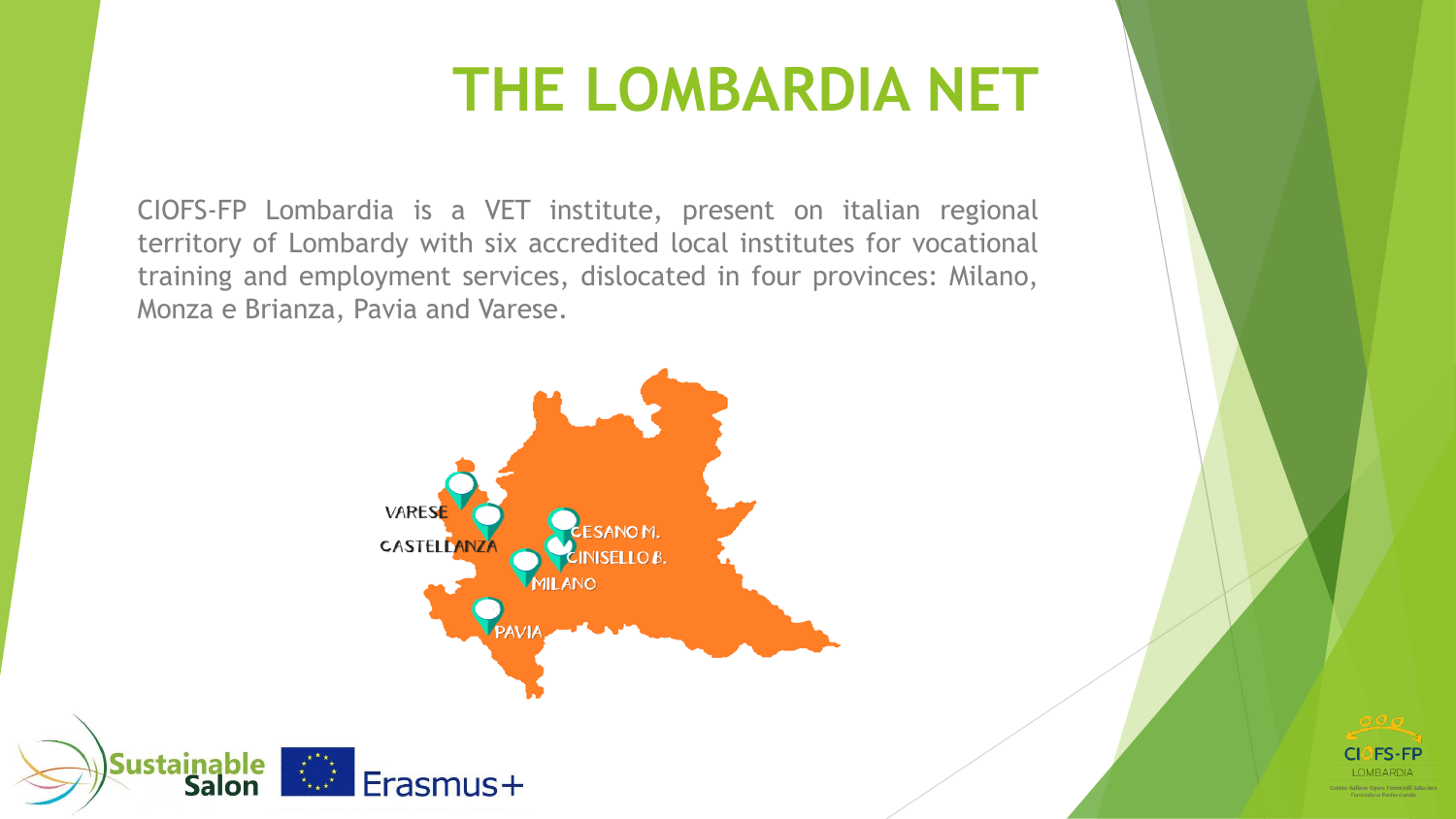# THE LOMBARDIA NET

CIOFS-FP Lombardia is a VET institute, present on italian regional territory of Lombardy with six accredited local institutes for vocational training and employment services, dislocated in four provinces: Milano, Monza e Brianza, Pavia and Varese.

VARESE

CASTELLANZA

CESANO M.

CINISELLO B.

MILANO

PAVIA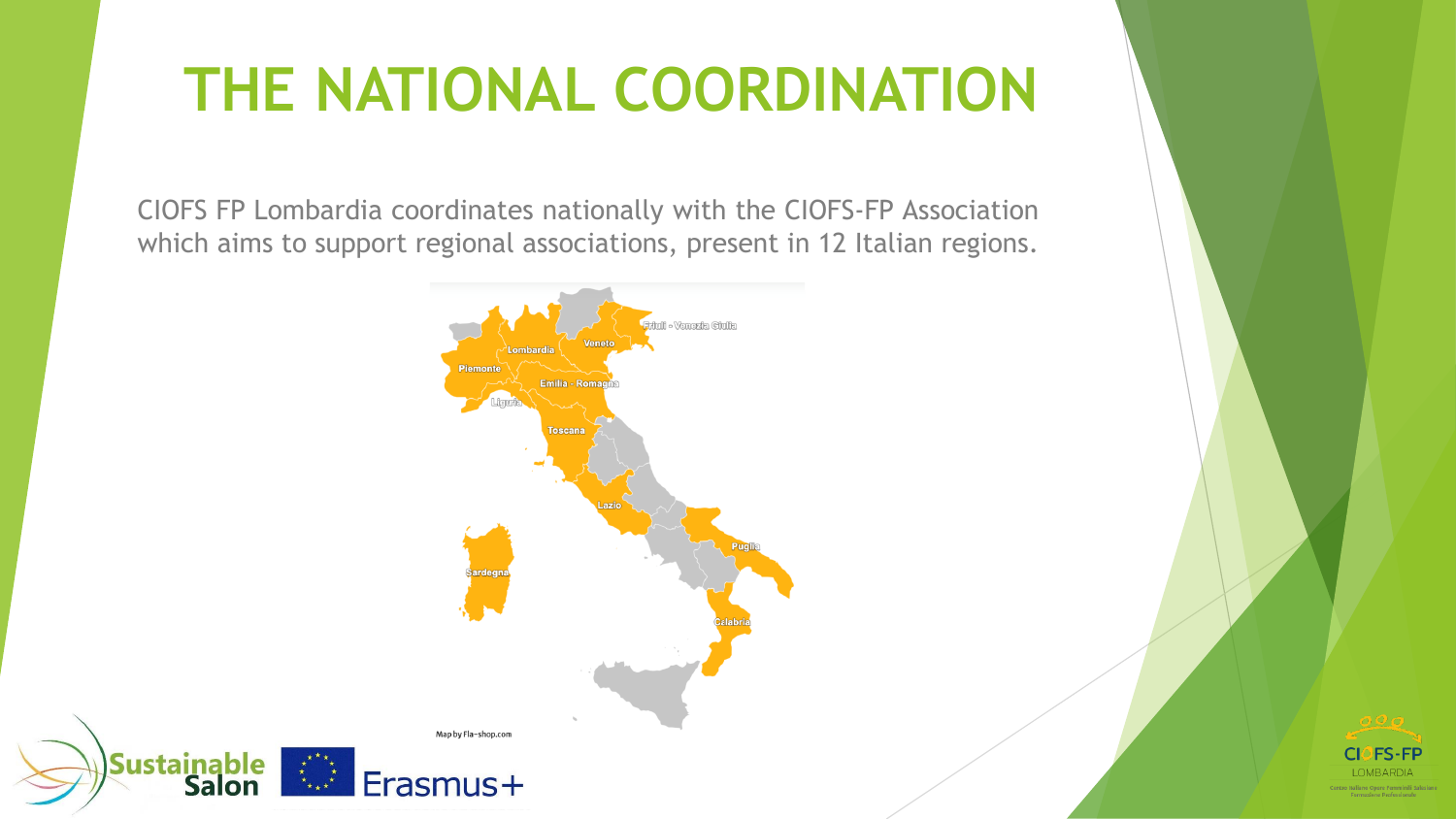# THE NATIONAL COORDINATION

CIOFS FP Lombardia coordinates nationally with the CIOFS-FP Association which aims to support regional associations, present in 12 Italian regions.

Friuli - Venezia Giulia

Lombardia

Veneto

Piemonte

Emilia - Romagna

Liguria

Toscana

Lazio

Puglia

Sardegna

Calabria

Map by Fla-shop.com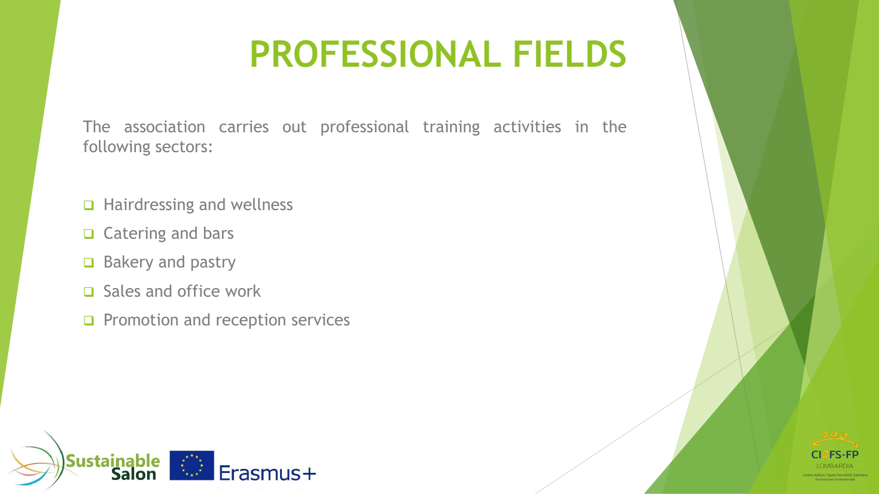# PROFESSIONAL FIELDS

The association carries out professional training activities in the following sectors:

- Hairdressing and wellness
- Catering and bars
- Bakery and pastry
- Sales and office work
- Promotion and reception services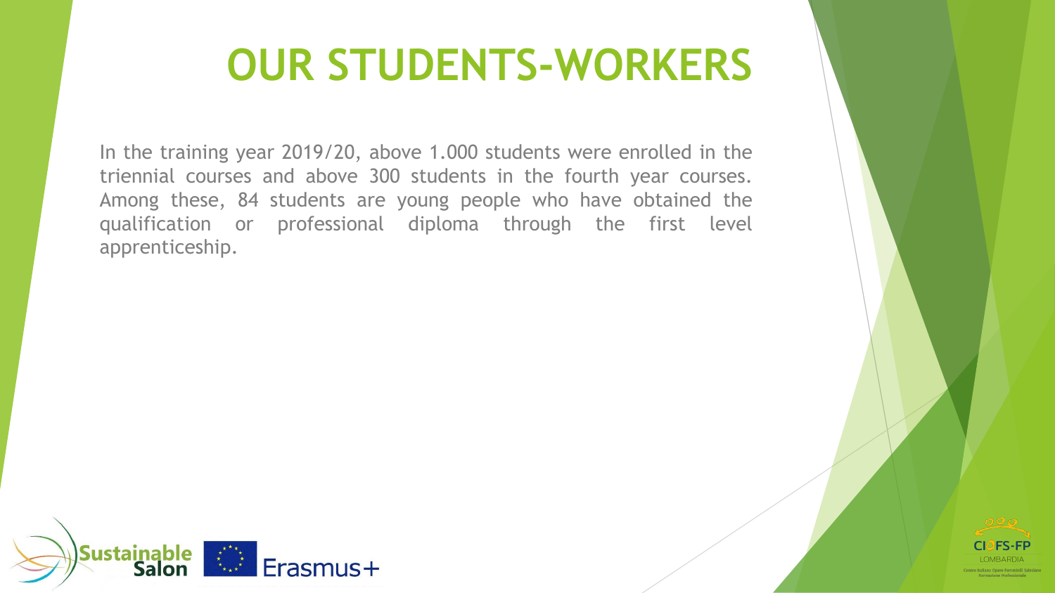# OUR STUDENTS-WORKERS

In the training year 2019/20, above 1.000 students were enrolled in the triennial courses and above 300 students in the fourth year courses. Among these, 84 students are young people who have obtained the qualification or professional diploma through the first level apprenticeship.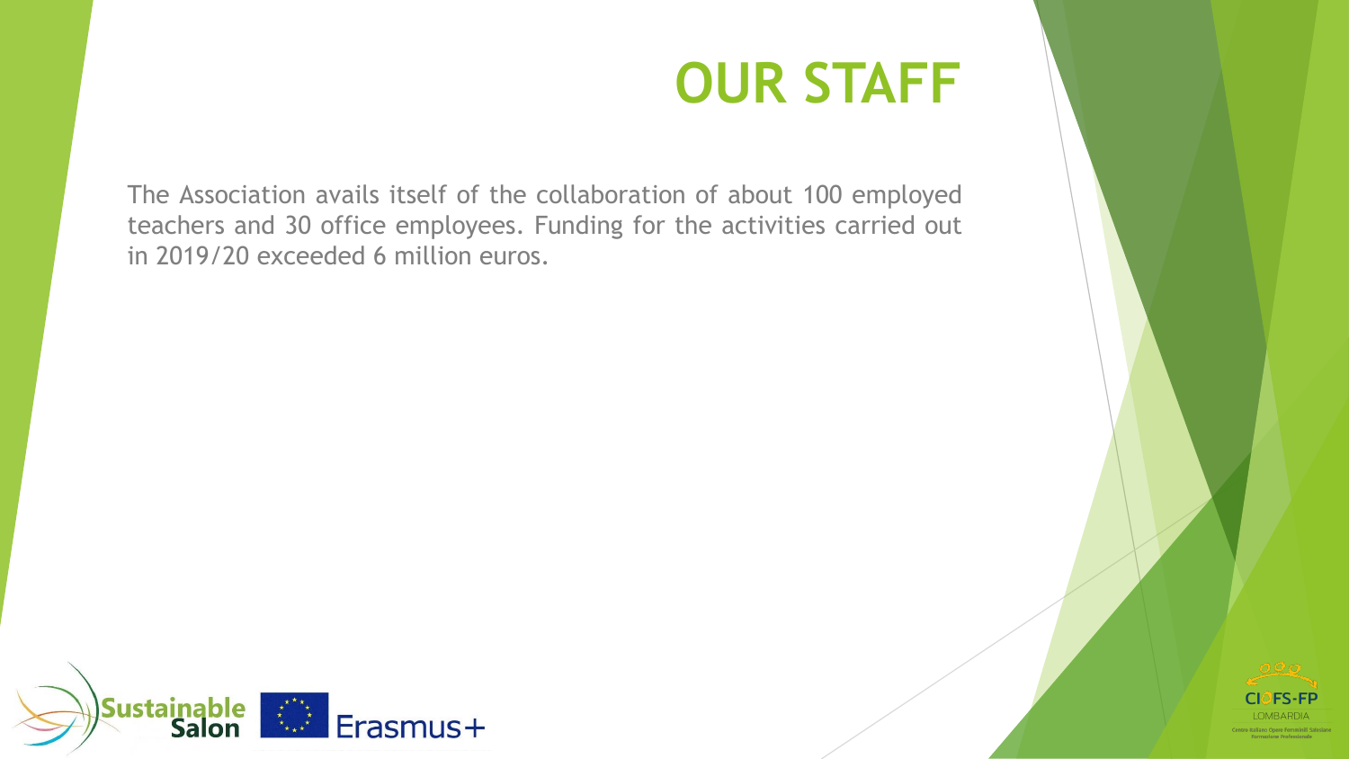# OUR STAFF

The Association avails itself of the collaboration of about 100 employed teachers and 30 office employees. Funding for the activities carried out in 2019/20 exceeded 6 million euros.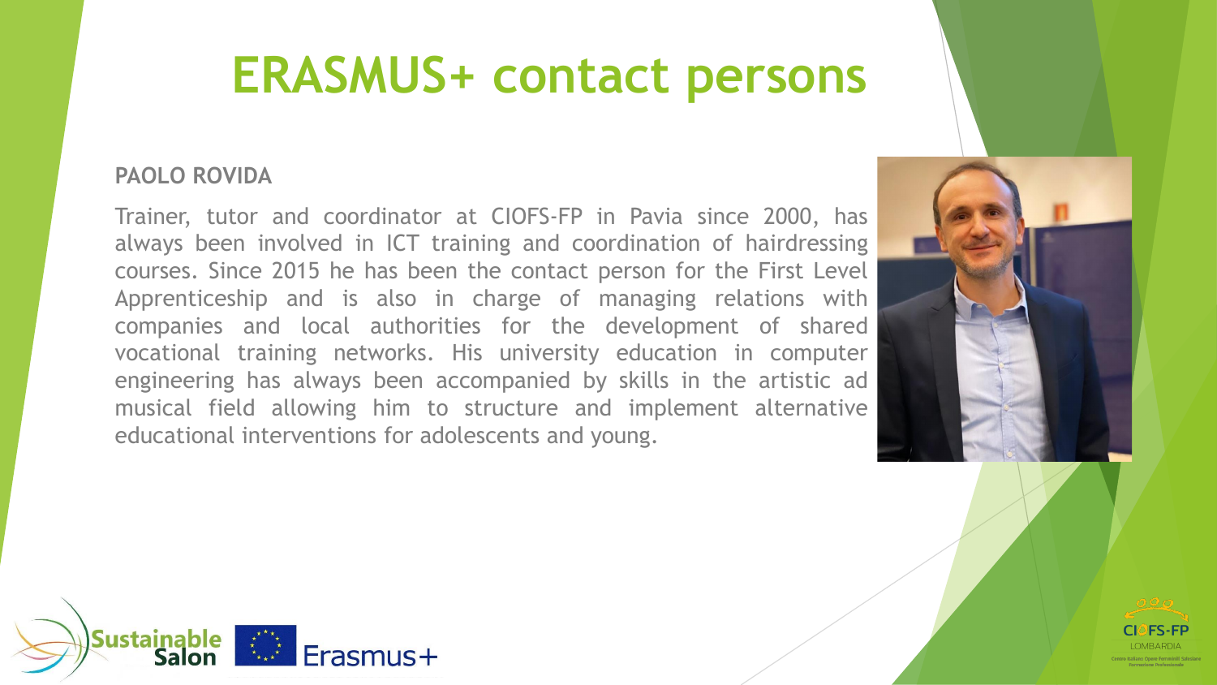# ERASMUS+ contact persons

**PAOLO ROVIDA**

Trainer, tutor and coordinator at CIOFS-FP in Pavia since 2000, has always been involved in ICT training and coordination of hairdressing courses. Since 2015 he has been the contact person for the First Level Apprenticeship and is also in charge of managing relations with companies and local authorities for the development of shared vocational training networks. His university education in computer engineering has always been accompanied by skills in the artistic ad musical field allowing him to structure and implement alternative educational interventions for adolescents and young.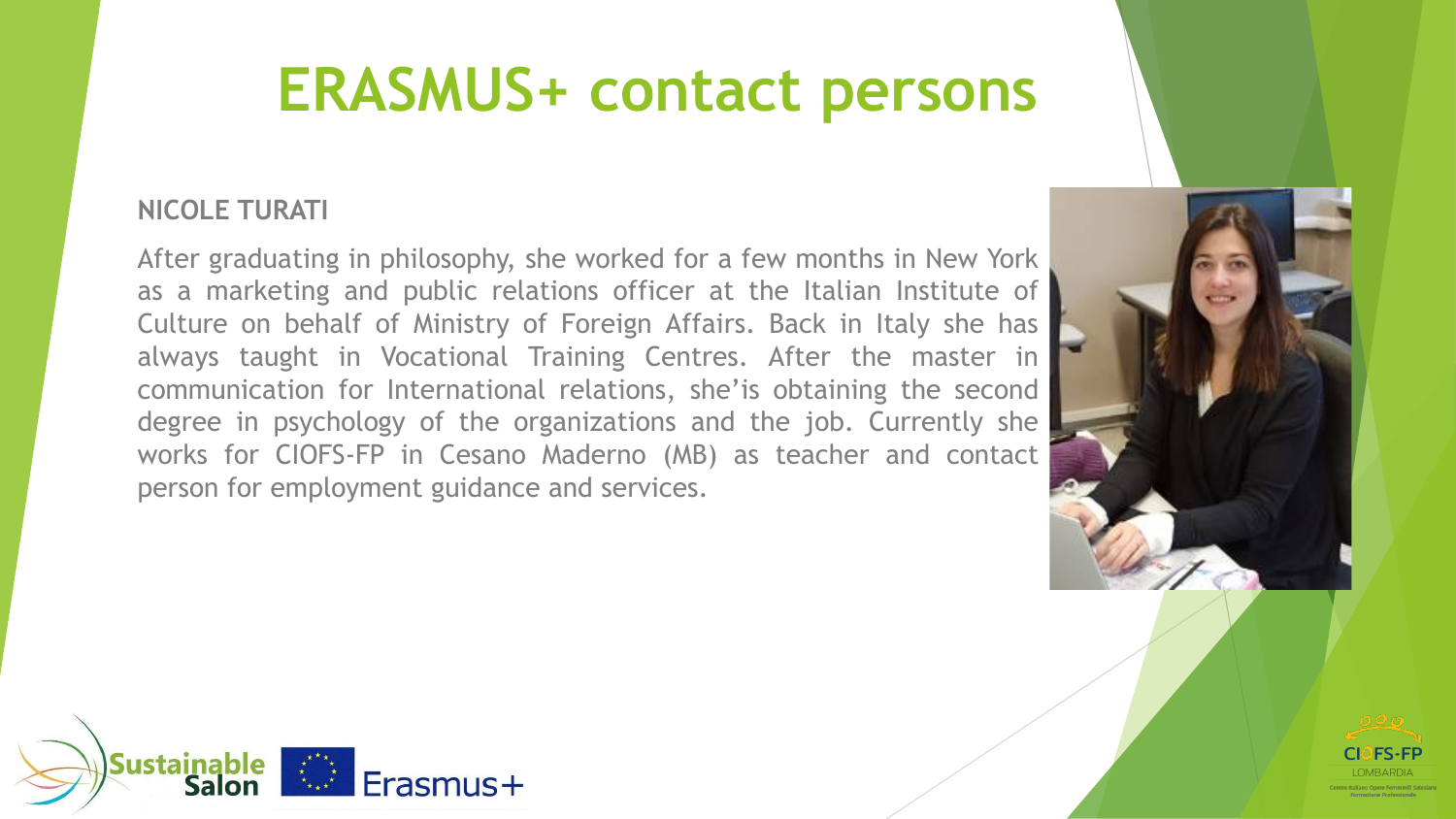# ERASMUS+ contact persons

**NICOLE TURATI**

After graduating in philosophy, she worked for a few months in New York as a marketing and public relations officer at the Italian Institute of Culture on behalf of Ministry of Foreign Affairs. Back in Italy she has always taught in Vocational Training Centres. After the master in communication for International relations, she'is obtaining the second degree in psychology of the organizations and the job. Currently she works for CIOFS-FP in Cesano Maderno (MB) as teacher and contact person for employment guidance and services.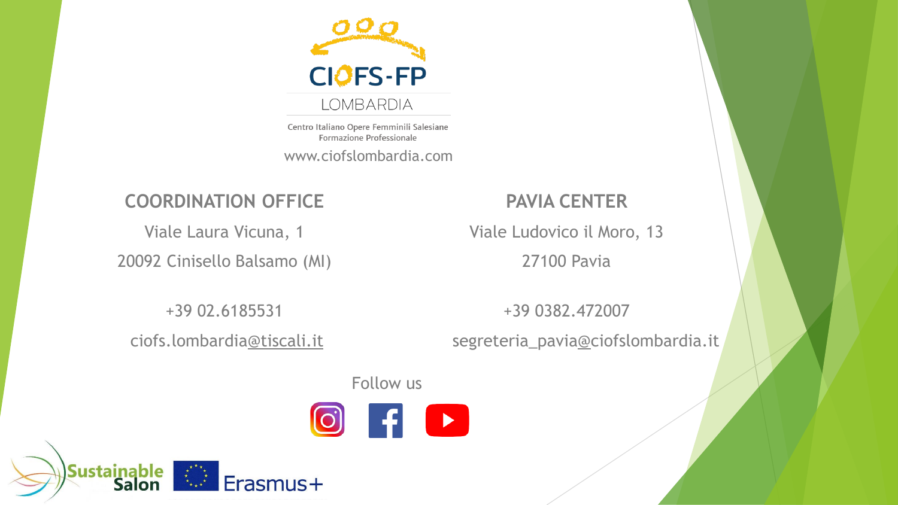CIOFS-FP

LOMBARDIA

Centro Italiano Opere Femminili Salesiane
Formazione Professionale

www.ciofslombardia.com

## COORDINATION OFFICE

Viale Laura Vicuna, 1

20092 Cinisello Balsamo (MI)

+39 02.6185531

ciofs.lombardia@tiscali.it

## PAVIA CENTER

Viale Ludovico il Moro, 13

27100 Pavia

+39 0382.472007

segreteria_pavia@ciofslombardia.it

Follow us

Sustainable Salon

Erasmus+